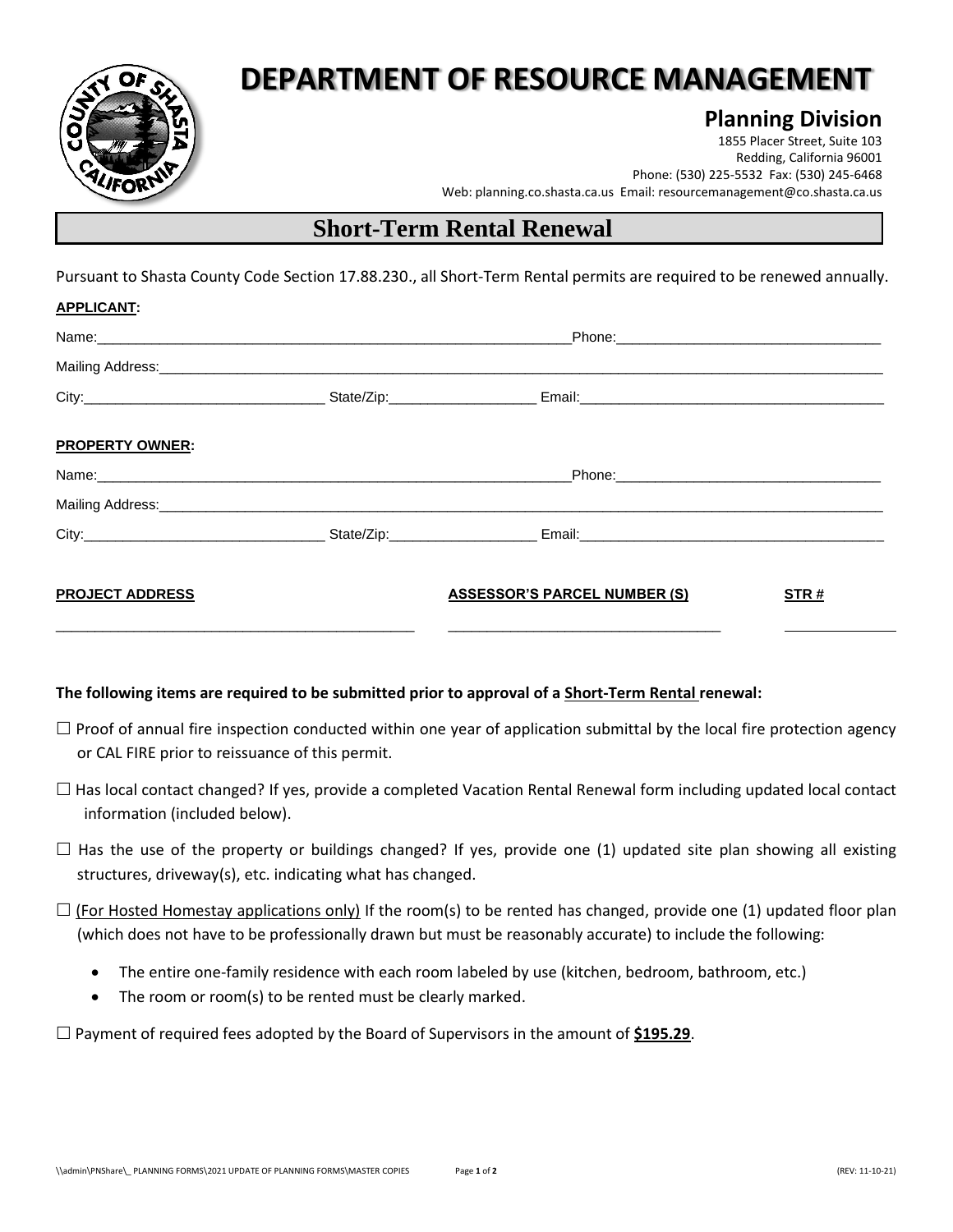# DEPARTMENT OF RESOURCE MANAGEMENT

## Planning Division

1855 Placer Street, Suite 103
Redding, California 96001
Phone: (530) 225-5532 Fax: (530) 245-6468
Web: planning.co.shasta.ca.us Email: resourcemanagement@co.shasta.ca.us

## Short-Term Rental Renewal

Pursuant to Shasta County Code Section 17.88.230., all Short-Term Rental permits are required to be renewed annually.

**APPLICANT:**

Name:______________________________ Phone:______________________________

Mailing Address:______________________________________________________________

City:____________________ State/Zip:________________ Email:______________________________

**PROPERTY OWNER:**

Name:______________________________ Phone:______________________________

Mailing Address:______________________________________________________________

City:____________________ State/Zip:________________ Email:______________________________

| PROJECT ADDRESS | ASSESSOR'S PARCEL NUMBER (S) | STR # |
|---|---|---|
| ______________________________ | ______________________________ | __________ |

**The following items are required to be submitted prior to approval of a Short-Term Rental renewal:**

☐ Proof of annual fire inspection conducted within one year of application submittal by the local fire protection agency or CAL FIRE prior to reissuance of this permit.

☐ Has local contact changed? If yes, provide a completed Vacation Rental Renewal form including updated local contact information (included below).

☐ Has the use of the property or buildings changed? If yes, provide one (1) updated site plan showing all existing structures, driveway(s), etc. indicating what has changed.

☐ (For Hosted Homestay applications only) If the room(s) to be rented has changed, provide one (1) updated floor plan (which does not have to be professionally drawn but must be reasonably accurate) to include the following:

- The entire one-family residence with each room labeled by use (kitchen, bedroom, bathroom, etc.)
- The room or room(s) to be rented must be clearly marked.

☐ Payment of required fees adopted by the Board of Supervisors in the amount of **$195.29**.

\\admin\PNShare\_ PLANNING FORMS\2021 UPDATE OF PLANNING FORMS\MASTER COPIES (REV: 11-10-21)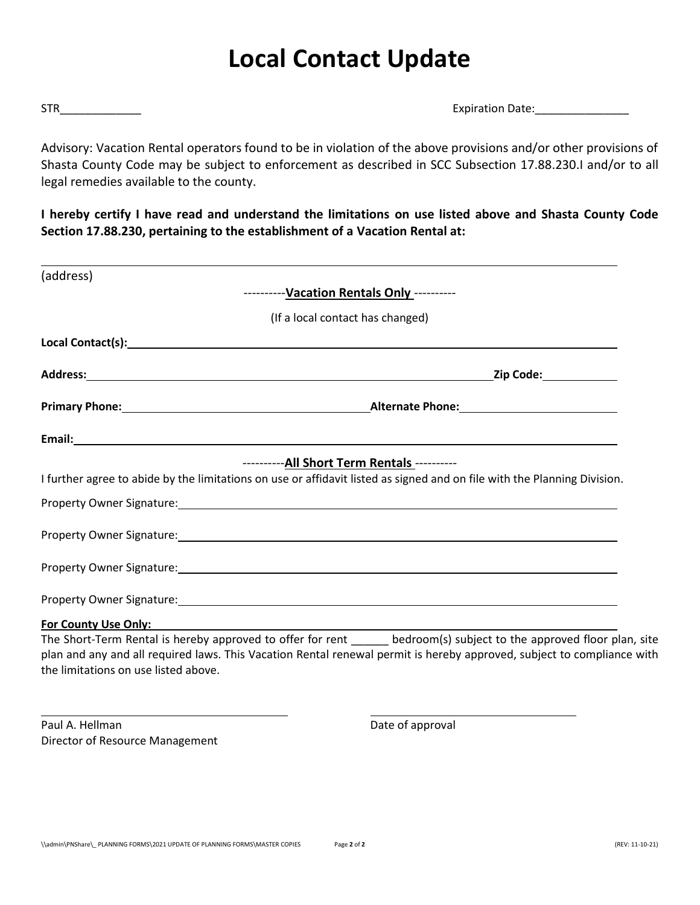# Local Contact Update

STR_____________ Expiration Date:_______________

Advisory: Vacation Rental operators found to be in violation of the above provisions and/or other provisions of Shasta County Code may be subject to enforcement as described in SCC Subsection 17.88.230.I and/or to all legal remedies available to the county.

**I hereby certify I have read and understand the limitations on use listed above and Shasta County Code Section 17.88.230, pertaining to the establishment of a Vacation Rental at:**

_______________________________________________________________________________

(address)

----------**Vacation Rentals Only** ----------

(If a local contact has changed)

**Local Contact(s):**_______________________________________________________________

**Address:**_____________________________________________ **Zip Code:**____________

**Primary Phone:**______________________________ **Alternate Phone:**_________________

**Email:**_______________________________________________________________________

----------**All Short Term Rentals** ----------

I further agree to abide by the limitations on use or affidavit listed as signed and on file with the Planning Division.

Property Owner Signature:_________________________________________________________

Property Owner Signature:_________________________________________________________

Property Owner Signature:_________________________________________________________

Property Owner Signature:_________________________________________________________

**For County Use Only:**

The Short-Term Rental is hereby approved to offer for rent ______ bedroom(s) subject to the approved floor plan, site plan and any and all required laws. This Vacation Rental renewal permit is hereby approved, subject to compliance with the limitations on use listed above.

_______________________________ _______________________________

Paul A. Hellman
Director of Resource Management

Date of approval

\\admin\PNShare\_ PLANNING FORMS\2021 UPDATE OF PLANNING FORMS\MASTER COPIES (REV: 11-10-21)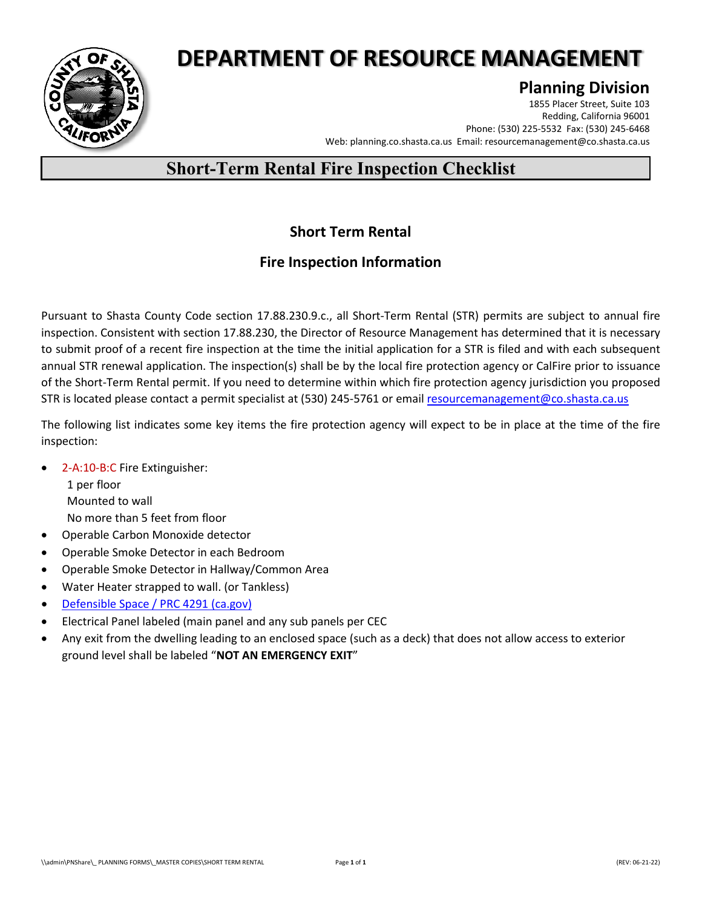# DEPARTMENT OF RESOURCE MANAGEMENT

## Planning Division

1855 Placer Street, Suite 103
Redding, California 96001
Phone: (530) 225-5532 Fax: (530) 245-6468
Web: planning.co.shasta.ca.us Email: resourcemanagement@co.shasta.ca.us

## Short-Term Rental Fire Inspection Checklist

### Short Term Rental

### Fire Inspection Information

Pursuant to Shasta County Code section 17.88.230.9.c., all Short-Term Rental (STR) permits are subject to annual fire inspection. Consistent with section 17.88.230, the Director of Resource Management has determined that it is necessary to submit proof of a recent fire inspection at the time the initial application for a STR is filed and with each subsequent annual STR renewal application. The inspection(s) shall be by the local fire protection agency or CalFire prior to issuance of the Short-Term Rental permit. If you need to determine within which fire protection agency jurisdiction you proposed STR is located please contact a permit specialist at (530) 245-5761 or email resourcemanagement@co.shasta.ca.us

The following list indicates some key items the fire protection agency will expect to be in place at the time of the fire inspection:

- 2-A:10-B:C Fire Extinguisher:
  1 per floor
  Mounted to wall
  No more than 5 feet from floor
- Operable Carbon Monoxide detector
- Operable Smoke Detector in each Bedroom
- Operable Smoke Detector in Hallway/Common Area
- Water Heater strapped to wall. (or Tankless)
- Defensible Space / PRC 4291 (ca.gov)
- Electrical Panel labeled (main panel and any sub panels per CEC
- Any exit from the dwelling leading to an enclosed space (such as a deck) that does not allow access to exterior ground level shall be labeled "**NOT AN EMERGENCY EXIT**"